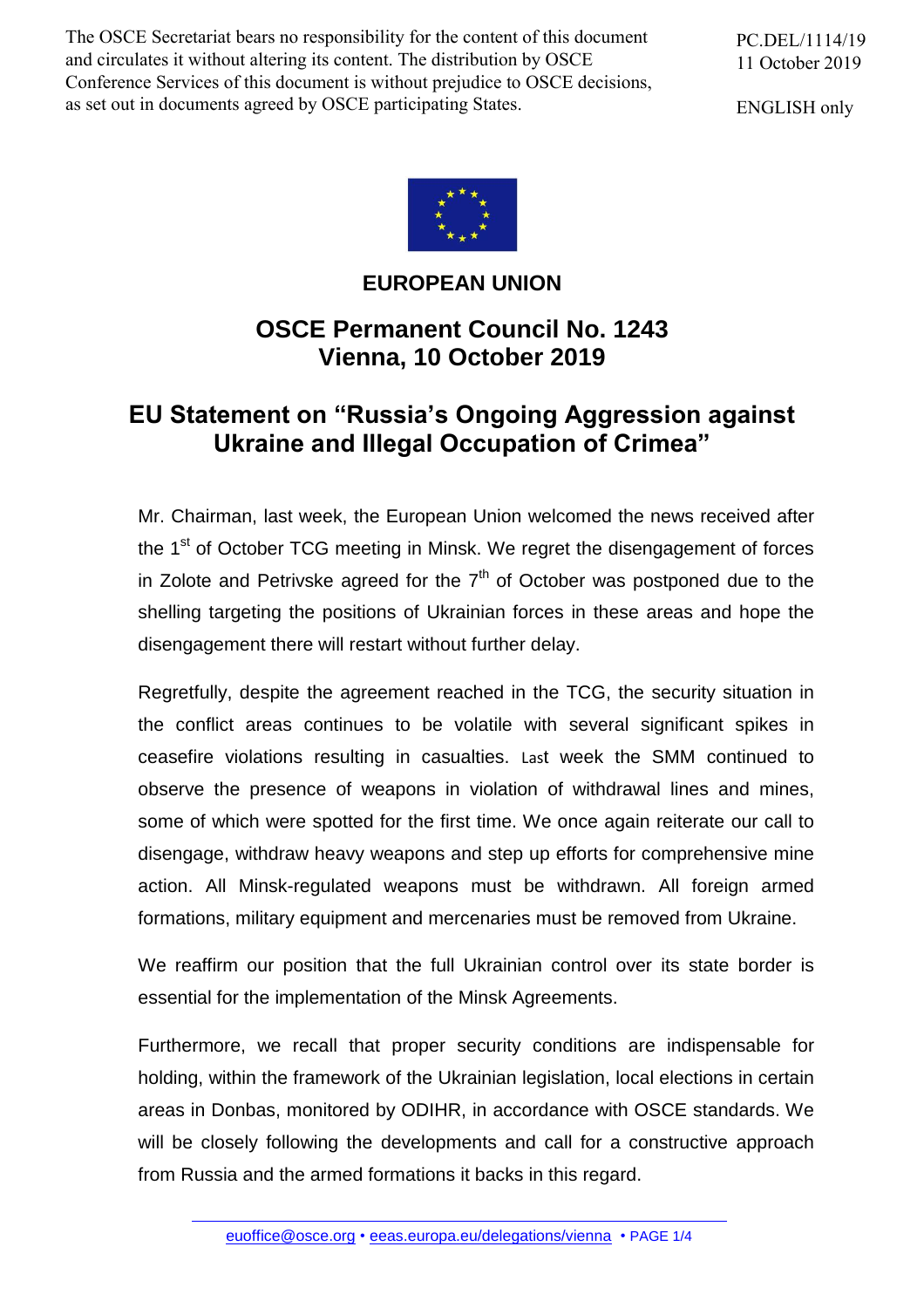The OSCE Secretariat bears no responsibility for the content of this document and circulates it without altering its content. The distribution by OSCE Conference Services of this document is without prejudice to OSCE decisions, as set out in documents agreed by OSCE participating States.

PC.DEL/1114/19
11 October 2019

ENGLISH only

## EUROPEAN UNION

## OSCE Permanent Council No. 1243
## Vienna, 10 October 2019

# EU Statement on "Russia's Ongoing Aggression against Ukraine and Illegal Occupation of Crimea"

Mr. Chairman, last week, the European Union welcomed the news received after the 1st of October TCG meeting in Minsk. We regret the disengagement of forces in Zolote and Petrivske agreed for the 7th of October was postponed due to the shelling targeting the positions of Ukrainian forces in these areas and hope the disengagement there will restart without further delay.

Regretfully, despite the agreement reached in the TCG, the security situation in the conflict areas continues to be volatile with several significant spikes in ceasefire violations resulting in casualties. Last week the SMM continued to observe the presence of weapons in violation of withdrawal lines and mines, some of which were spotted for the first time. We once again reiterate our call to disengage, withdraw heavy weapons and step up efforts for comprehensive mine action. All Minsk-regulated weapons must be withdrawn. All foreign armed formations, military equipment and mercenaries must be removed from Ukraine.

We reaffirm our position that the full Ukrainian control over its state border is essential for the implementation of the Minsk Agreements.

Furthermore, we recall that proper security conditions are indispensable for holding, within the framework of the Ukrainian legislation, local elections in certain areas in Donbas, monitored by ODIHR, in accordance with OSCE standards. We will be closely following the developments and call for a constructive approach from Russia and the armed formations it backs in this regard.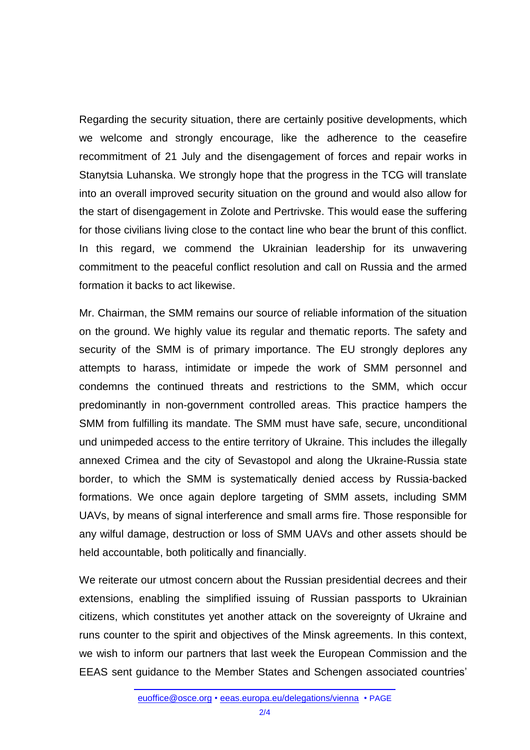Regarding the security situation, there are certainly positive developments, which we welcome and strongly encourage, like the adherence to the ceasefire recommitment of 21 July and the disengagement of forces and repair works in Stanytsia Luhanska. We strongly hope that the progress in the TCG will translate into an overall improved security situation on the ground and would also allow for the start of disengagement in Zolote and Pertrivske. This would ease the suffering for those civilians living close to the contact line who bear the brunt of this conflict. In this regard, we commend the Ukrainian leadership for its unwavering commitment to the peaceful conflict resolution and call on Russia and the armed formation it backs to act likewise.

Mr. Chairman, the SMM remains our source of reliable information of the situation on the ground. We highly value its regular and thematic reports. The safety and security of the SMM is of primary importance. The EU strongly deplores any attempts to harass, intimidate or impede the work of SMM personnel and condemns the continued threats and restrictions to the SMM, which occur predominantly in non-government controlled areas. This practice hampers the SMM from fulfilling its mandate. The SMM must have safe, secure, unconditional und unimpeded access to the entire territory of Ukraine. This includes the illegally annexed Crimea and the city of Sevastopol and along the Ukraine-Russia state border, to which the SMM is systematically denied access by Russia-backed formations. We once again deplore targeting of SMM assets, including SMM UAVs, by means of signal interference and small arms fire. Those responsible for any wilful damage, destruction or loss of SMM UAVs and other assets should be held accountable, both politically and financially.

We reiterate our utmost concern about the Russian presidential decrees and their extensions, enabling the simplified issuing of Russian passports to Ukrainian citizens, which constitutes yet another attack on the sovereignty of Ukraine and runs counter to the spirit and objectives of the Minsk agreements. In this context, we wish to inform our partners that last week the European Commission and the EEAS sent guidance to the Member States and Schengen associated countries'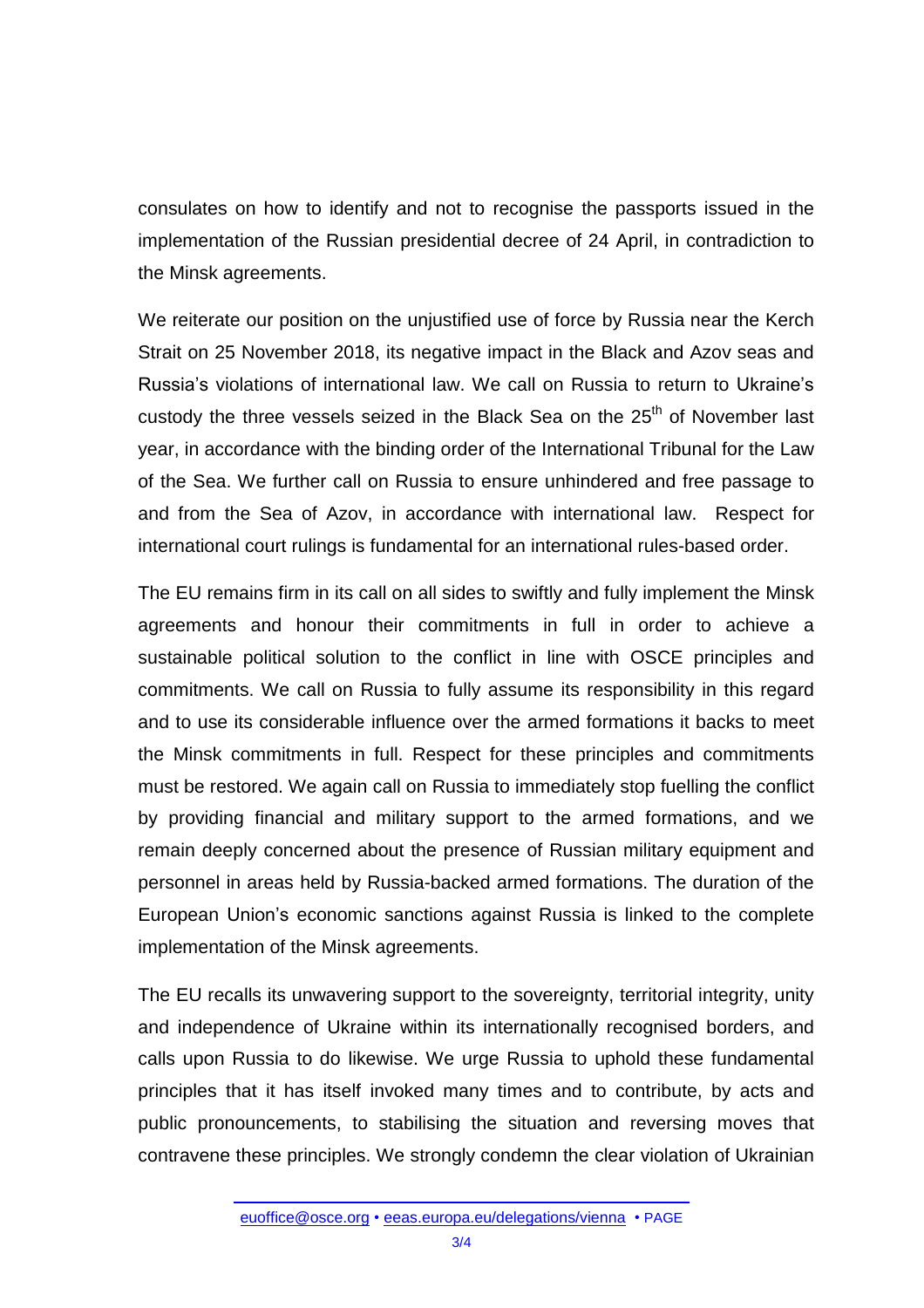consulates on how to identify and not to recognise the passports issued in the implementation of the Russian presidential decree of 24 April, in contradiction to the Minsk agreements.

We reiterate our position on the unjustified use of force by Russia near the Kerch Strait on 25 November 2018, its negative impact in the Black and Azov seas and Russia's violations of international law. We call on Russia to return to Ukraine's custody the three vessels seized in the Black Sea on the 25th of November last year, in accordance with the binding order of the International Tribunal for the Law of the Sea. We further call on Russia to ensure unhindered and free passage to and from the Sea of Azov, in accordance with international law. Respect for international court rulings is fundamental for an international rules-based order.

The EU remains firm in its call on all sides to swiftly and fully implement the Minsk agreements and honour their commitments in full in order to achieve a sustainable political solution to the conflict in line with OSCE principles and commitments. We call on Russia to fully assume its responsibility in this regard and to use its considerable influence over the armed formations it backs to meet the Minsk commitments in full. Respect for these principles and commitments must be restored. We again call on Russia to immediately stop fuelling the conflict by providing financial and military support to the armed formations, and we remain deeply concerned about the presence of Russian military equipment and personnel in areas held by Russia-backed armed formations. The duration of the European Union's economic sanctions against Russia is linked to the complete implementation of the Minsk agreements.

The EU recalls its unwavering support to the sovereignty, territorial integrity, unity and independence of Ukraine within its internationally recognised borders, and calls upon Russia to do likewise. We urge Russia to uphold these fundamental principles that it has itself invoked many times and to contribute, by acts and public pronouncements, to stabilising the situation and reversing moves that contravene these principles. We strongly condemn the clear violation of Ukrainian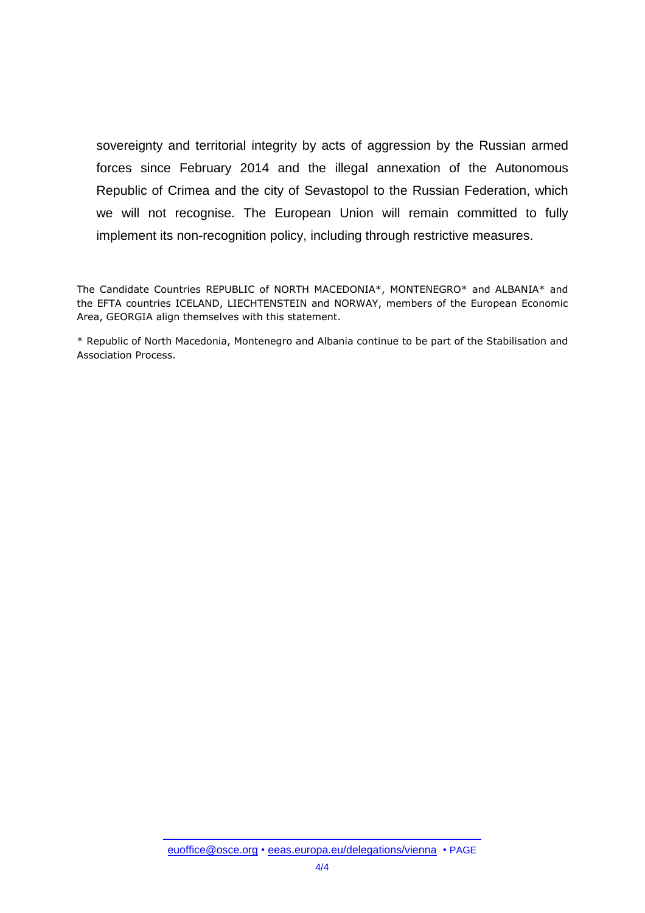sovereignty and territorial integrity by acts of aggression by the Russian armed forces since February 2014 and the illegal annexation of the Autonomous Republic of Crimea and the city of Sevastopol to the Russian Federation, which we will not recognise. The European Union will remain committed to fully implement its non-recognition policy, including through restrictive measures.

The Candidate Countries REPUBLIC of NORTH MACEDONIA*, MONTENEGRO* and ALBANIA* and the EFTA countries ICELAND, LIECHTENSTEIN and NORWAY, members of the European Economic Area, GEORGIA align themselves with this statement.

* Republic of North Macedonia, Montenegro and Albania continue to be part of the Stabilisation and Association Process.